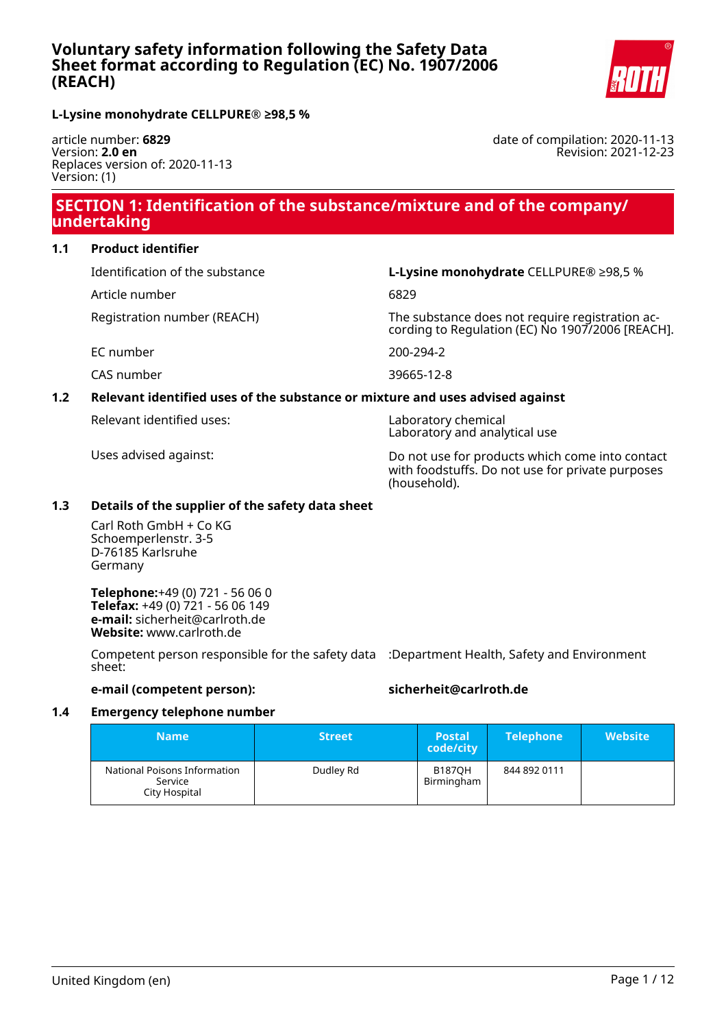# Voluntary safety information following the Safety Data Sheet format according to Regulation (EC) No. 1907/2006 (REACH)

**L-Lysine monohydrate CELLPURE® ≥98,5 %**

article number: **6829**
Version: **2.0 en**
Replaces version of: 2020-11-13
Version: (1)

date of compilation: 2020-11-13
Revision: 2021-12-23

## SECTION 1: Identification of the substance/mixture and of the company/undertaking

### 1.1 Product identifier

Identification of the substance: **L-Lysine monohydrate** CELLPURE® ≥98,5 %

Article number: 6829

Registration number (REACH): The substance does not require registration according to Regulation (EC) No 1907/2006 [REACH].

EC number: 200-294-2

CAS number: 39665-12-8

### 1.2 Relevant identified uses of the substance or mixture and uses advised against

Relevant identified uses: Laboratory chemical
Laboratory and analytical use

Uses advised against: Do not use for products which come into contact with foodstuffs. Do not use for private purposes (household).

### 1.3 Details of the supplier of the safety data sheet

Carl Roth GmbH + Co KG
Schoemperlenstr. 3-5
D-76185 Karlsruhe
Germany

**Telephone:**+49 (0) 721 - 56 06 0
**Telefax:** +49 (0) 721 - 56 06 149
**e-mail:** sicherheit@carlroth.de
**Website:** www.carlroth.de

Competent person responsible for the safety data sheet: :Department Health, Safety and Environment

**e-mail (competent person):** **sicherheit@carlroth.de**

### 1.4 Emergency telephone number

| Name | Street | Postal code/city | Telephone | Website |
|---|---|---|---|---|
| National Poisons Information Service City Hospital | Dudley Rd | B187QH Birmingham | 844 892 0111 | |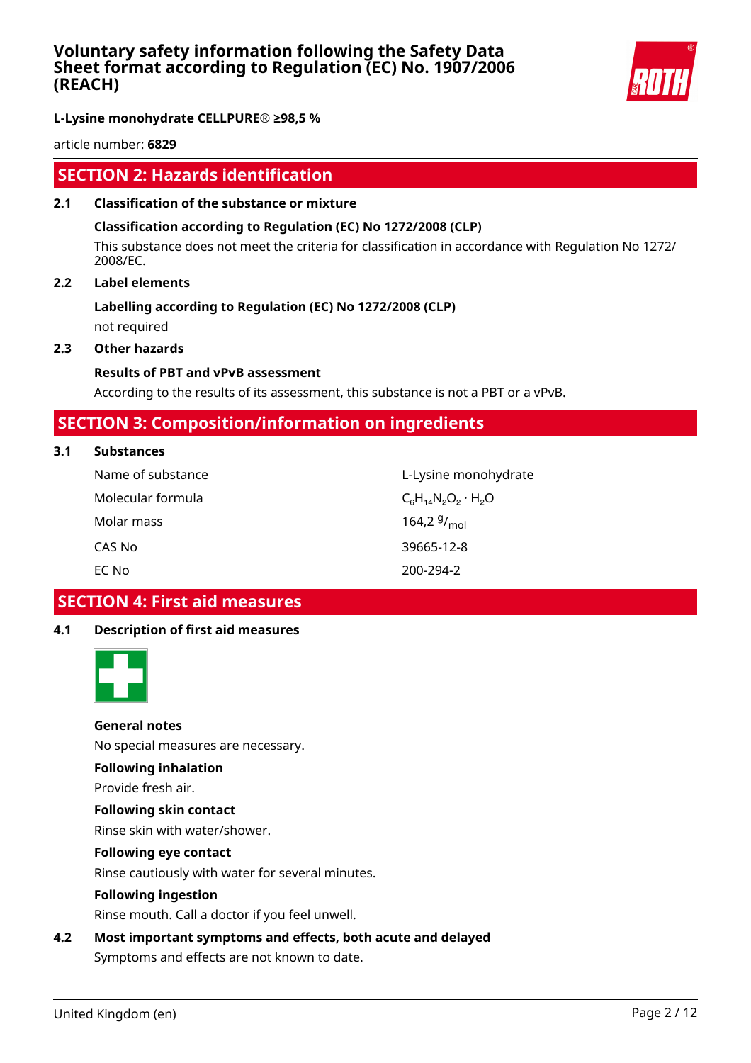## SECTION 2: Hazards identification

### 2.1 Classification of the substance or mixture

**Classification according to Regulation (EC) No 1272/2008 (CLP)**

This substance does not meet the criteria for classification in accordance with Regulation No 1272/2008/EC.

### 2.2 Label elements

**Labelling according to Regulation (EC) No 1272/2008 (CLP)**

not required

### 2.3 Other hazards

**Results of PBT and vPvB assessment**

According to the results of its assessment, this substance is not a PBT or a vPvB.

## SECTION 3: Composition/information on ingredients

### 3.1 Substances

| | |
|---|---|
| Name of substance | L-Lysine monohydrate |
| Molecular formula | $C_6H_{14}N_2O_2 \cdot H_2O$ |
| Molar mass | 164,2 $^{g}/_{mol}$ |
| CAS No | 39665-12-8 |
| EC No | 200-294-2 |

## SECTION 4: First aid measures

### 4.1 Description of first aid measures

**General notes**

No special measures are necessary.

**Following inhalation**

Provide fresh air.

**Following skin contact**

Rinse skin with water/shower.

**Following eye contact**

Rinse cautiously with water for several minutes.

**Following ingestion**

Rinse mouth. Call a doctor if you feel unwell.

### 4.2 Most important symptoms and effects, both acute and delayed

Symptoms and effects are not known to date.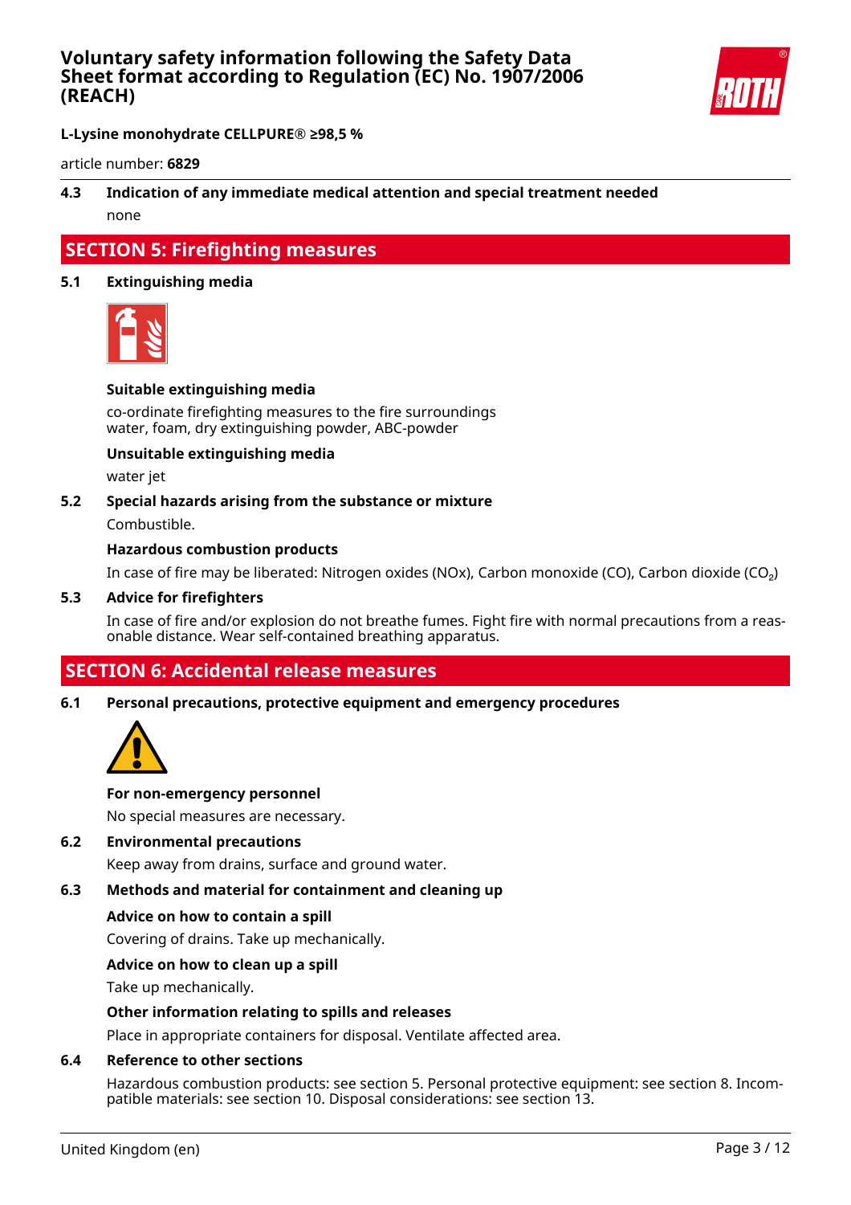**L-Lysine monohydrate CELLPURE® ≥98,5 %**

article number: **6829**

### 4.3 Indication of any immediate medical attention and special treatment needed

none

## SECTION 5: Firefighting measures

### 5.1 Extinguishing media

**Suitable extinguishing media**

co-ordinate firefighting measures to the fire surroundings
water, foam, dry extinguishing powder, ABC-powder

**Unsuitable extinguishing media**

water jet

### 5.2 Special hazards arising from the substance or mixture

Combustible.

**Hazardous combustion products**

In case of fire may be liberated: Nitrogen oxides (NOx), Carbon monoxide (CO), Carbon dioxide ($CO_2$)

### 5.3 Advice for firefighters

In case of fire and/or explosion do not breathe fumes. Fight fire with normal precautions from a reasonable distance. Wear self-contained breathing apparatus.

## SECTION 6: Accidental release measures

### 6.1 Personal precautions, protective equipment and emergency procedures

**For non-emergency personnel**

No special measures are necessary.

### 6.2 Environmental precautions

Keep away from drains, surface and ground water.

### 6.3 Methods and material for containment and cleaning up

**Advice on how to contain a spill**

Covering of drains. Take up mechanically.

**Advice on how to clean up a spill**

Take up mechanically.

**Other information relating to spills and releases**

Place in appropriate containers for disposal. Ventilate affected area.

### 6.4 Reference to other sections

Hazardous combustion products: see section 5. Personal protective equipment: see section 8. Incompatible materials: see section 10. Disposal considerations: see section 13.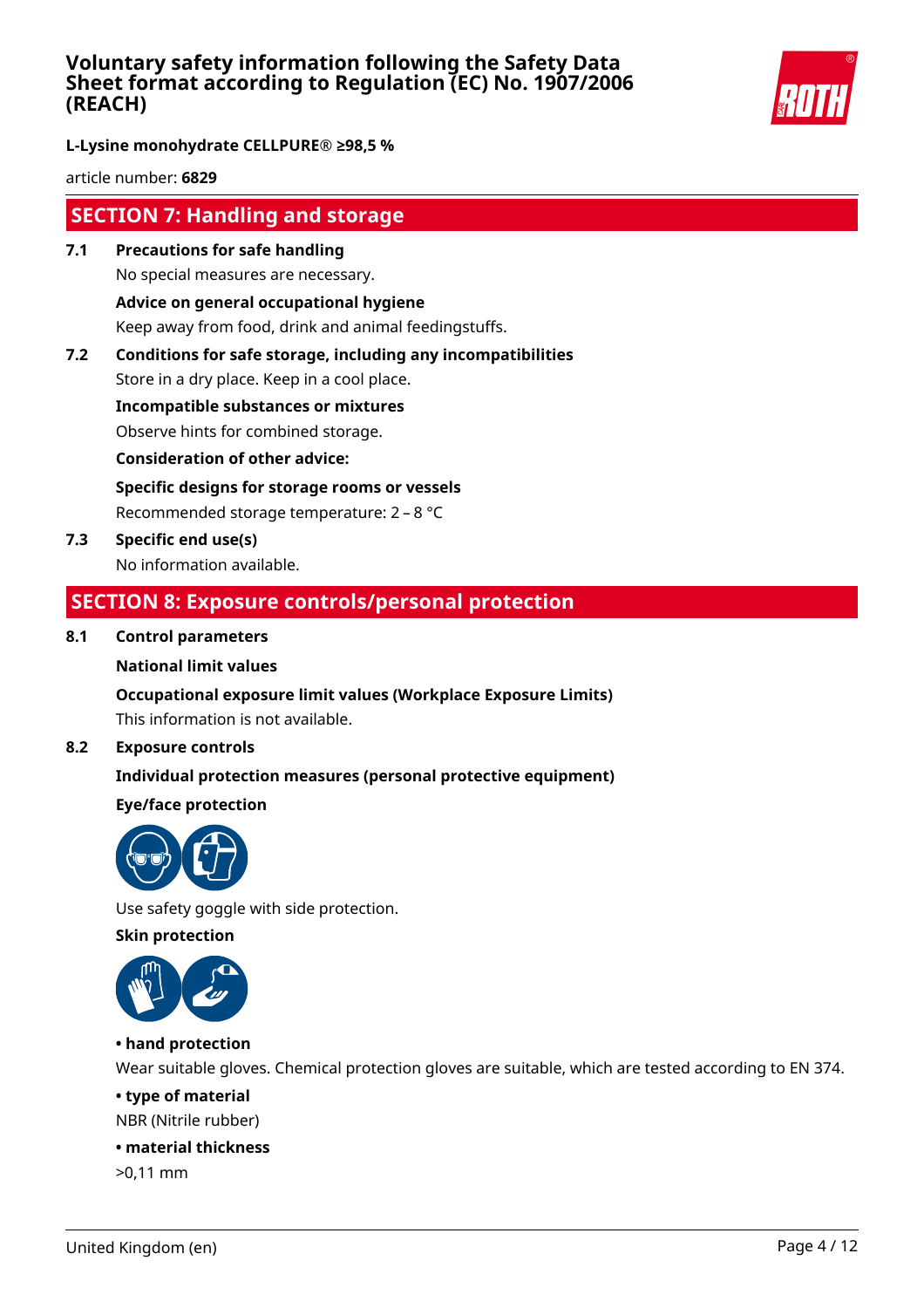## SECTION 7: Handling and storage

**7.1 Precautions for safe handling**

No special measures are necessary.

**Advice on general occupational hygiene**

Keep away from food, drink and animal feedingstuffs.

**7.2 Conditions for safe storage, including any incompatibilities**

Store in a dry place. Keep in a cool place.

**Incompatible substances or mixtures**

Observe hints for combined storage.

**Consideration of other advice:**

**Specific designs for storage rooms or vessels**

Recommended storage temperature: 2 – 8 °C

**7.3 Specific end use(s)**

No information available.

## SECTION 8: Exposure controls/personal protection

**8.1 Control parameters**

**National limit values**

**Occupational exposure limit values (Workplace Exposure Limits)**

This information is not available.

**8.2 Exposure controls**

**Individual protection measures (personal protective equipment)**

**Eye/face protection**

Use safety goggle with side protection.

**Skin protection**

**• hand protection**

Wear suitable gloves. Chemical protection gloves are suitable, which are tested according to EN 374.

**• type of material**

NBR (Nitrile rubber)

**• material thickness**

>0,11 mm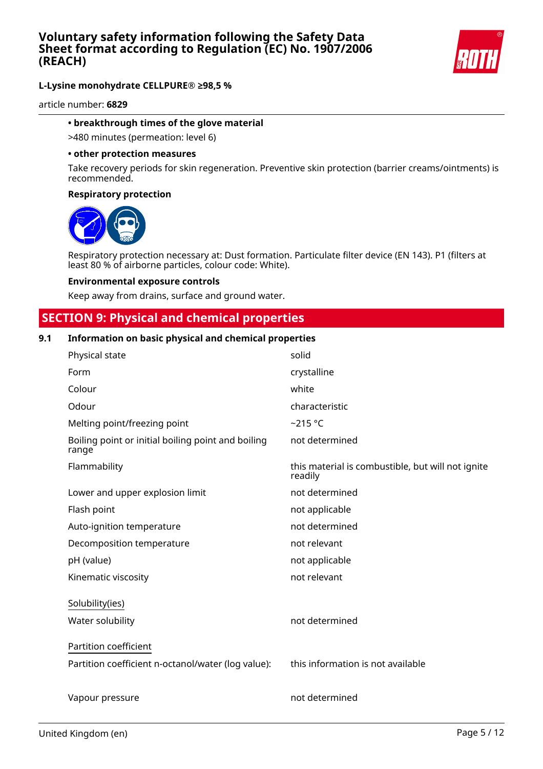**• breakthrough times of the glove material**

>480 minutes (permeation: level 6)

**• other protection measures**

Take recovery periods for skin regeneration. Preventive skin protection (barrier creams/ointments) is recommended.

**Respiratory protection**

Respiratory protection necessary at: Dust formation. Particulate filter device (EN 143). P1 (filters at least 80 % of airborne particles, colour code: White).

**Environmental exposure controls**

Keep away from drains, surface and ground water.

## SECTION 9: Physical and chemical properties

### 9.1 Information on basic physical and chemical properties

| | |
|---|---|
| Physical state | solid |
| Form | crystalline |
| Colour | white |
| Odour | characteristic |
| Melting point/freezing point | ~215 °C |
| Boiling point or initial boiling point and boiling range | not determined |
| Flammability | this material is combustible, but will not ignite readily |
| Lower and upper explosion limit | not determined |
| Flash point | not applicable |
| Auto-ignition temperature | not determined |
| Decomposition temperature | not relevant |
| pH (value) | not applicable |
| Kinematic viscosity | not relevant |

Solubility(ies)

| | |
|---|---|
| Water solubility | not determined |

Partition coefficient

| | |
|---|---|
| Partition coefficient n-octanol/water (log value): | this information is not available |
| Vapour pressure | not determined |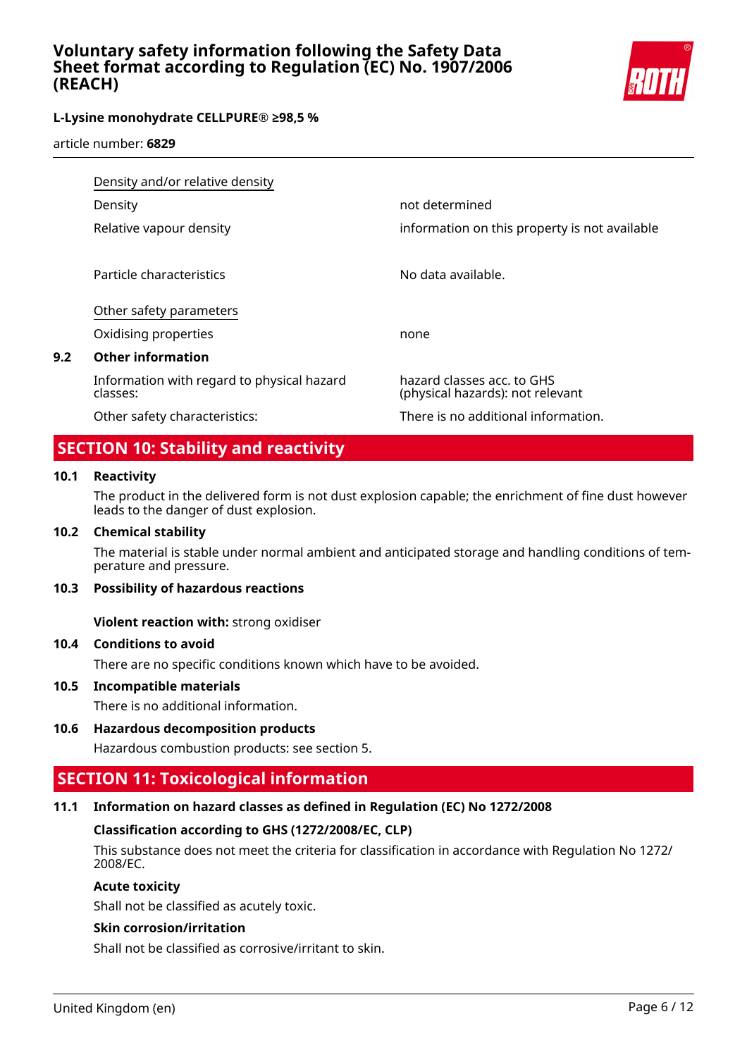| Density and/or relative density | |
|---|---|
| Density | not determined |
| Relative vapour density | information on this property is not available |
| Particle characteristics | No data available. |
| **Other safety parameters** | |
| Oxidising properties | none |

### 9.2 Other information

| | |
|---|---|
| Information with regard to physical hazard classes: | hazard classes acc. to GHS (physical hazards): not relevant |
| Other safety characteristics: | There is no additional information. |

## SECTION 10: Stability and reactivity

### 10.1 Reactivity

The product in the delivered form is not dust explosion capable; the enrichment of fine dust however leads to the danger of dust explosion.

### 10.2 Chemical stability

The material is stable under normal ambient and anticipated storage and handling conditions of temperature and pressure.

### 10.3 Possibility of hazardous reactions

**Violent reaction with:** strong oxidiser

### 10.4 Conditions to avoid

There are no specific conditions known which have to be avoided.

### 10.5 Incompatible materials

There is no additional information.

### 10.6 Hazardous decomposition products

Hazardous combustion products: see section 5.

## SECTION 11: Toxicological information

### 11.1 Information on hazard classes as defined in Regulation (EC) No 1272/2008

**Classification according to GHS (1272/2008/EC, CLP)**

This substance does not meet the criteria for classification in accordance with Regulation No 1272/ 2008/EC.

**Acute toxicity**

Shall not be classified as acutely toxic.

**Skin corrosion/irritation**

Shall not be classified as corrosive/irritant to skin.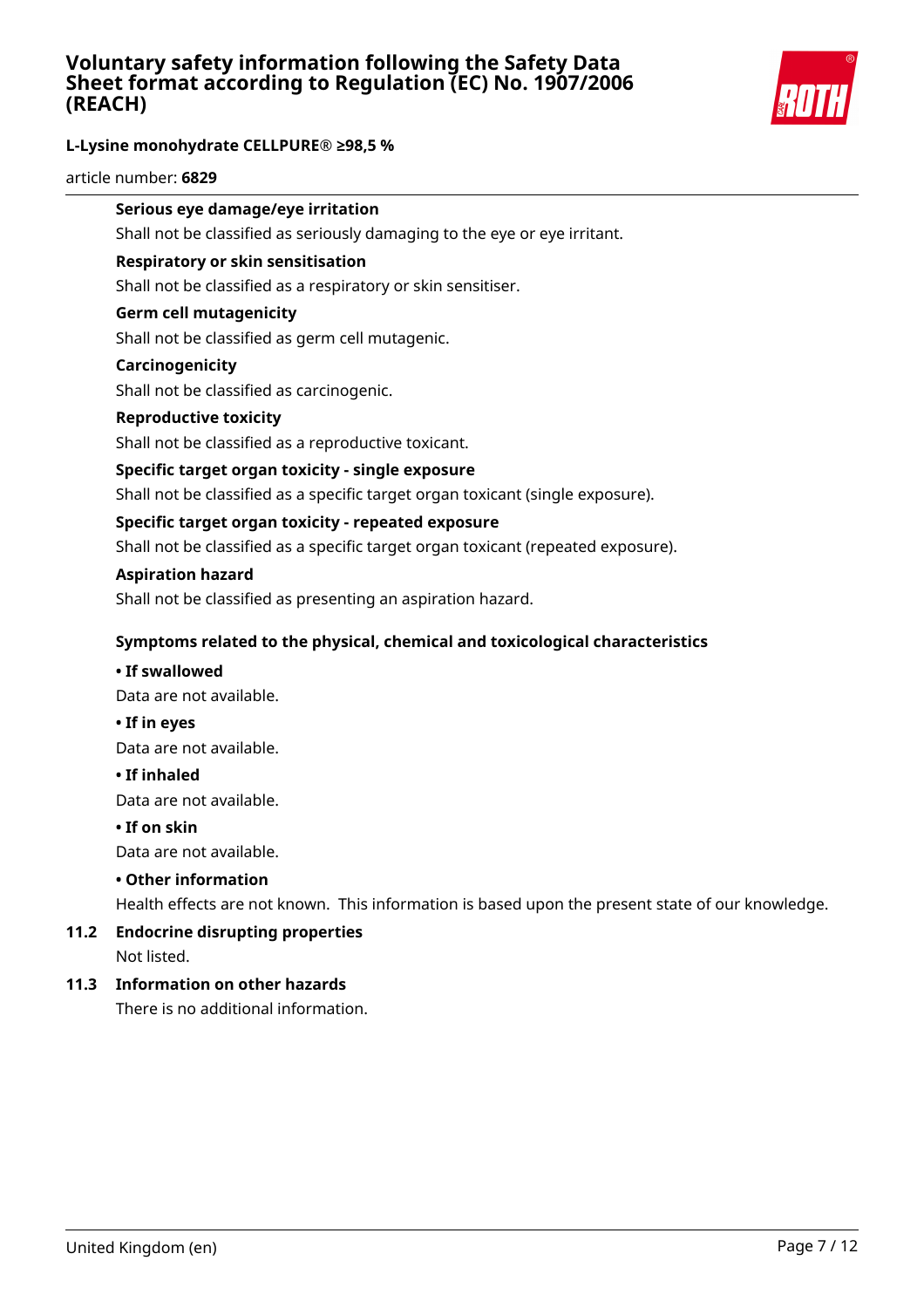**Serious eye damage/eye irritation**

Shall not be classified as seriously damaging to the eye or eye irritant.

**Respiratory or skin sensitisation**

Shall not be classified as a respiratory or skin sensitiser.

**Germ cell mutagenicity**

Shall not be classified as germ cell mutagenic.

**Carcinogenicity**

Shall not be classified as carcinogenic.

**Reproductive toxicity**

Shall not be classified as a reproductive toxicant.

**Specific target organ toxicity - single exposure**

Shall not be classified as a specific target organ toxicant (single exposure).

**Specific target organ toxicity - repeated exposure**

Shall not be classified as a specific target organ toxicant (repeated exposure).

**Aspiration hazard**

Shall not be classified as presenting an aspiration hazard.

**Symptoms related to the physical, chemical and toxicological characteristics**

**• If swallowed**

Data are not available.

**• If in eyes**

Data are not available.

**• If inhaled**

Data are not available.

**• If on skin**

Data are not available.

**• Other information**

Health effects are not known. This information is based upon the present state of our knowledge.

### 11.2 Endocrine disrupting properties

Not listed.

### 11.3 Information on other hazards

There is no additional information.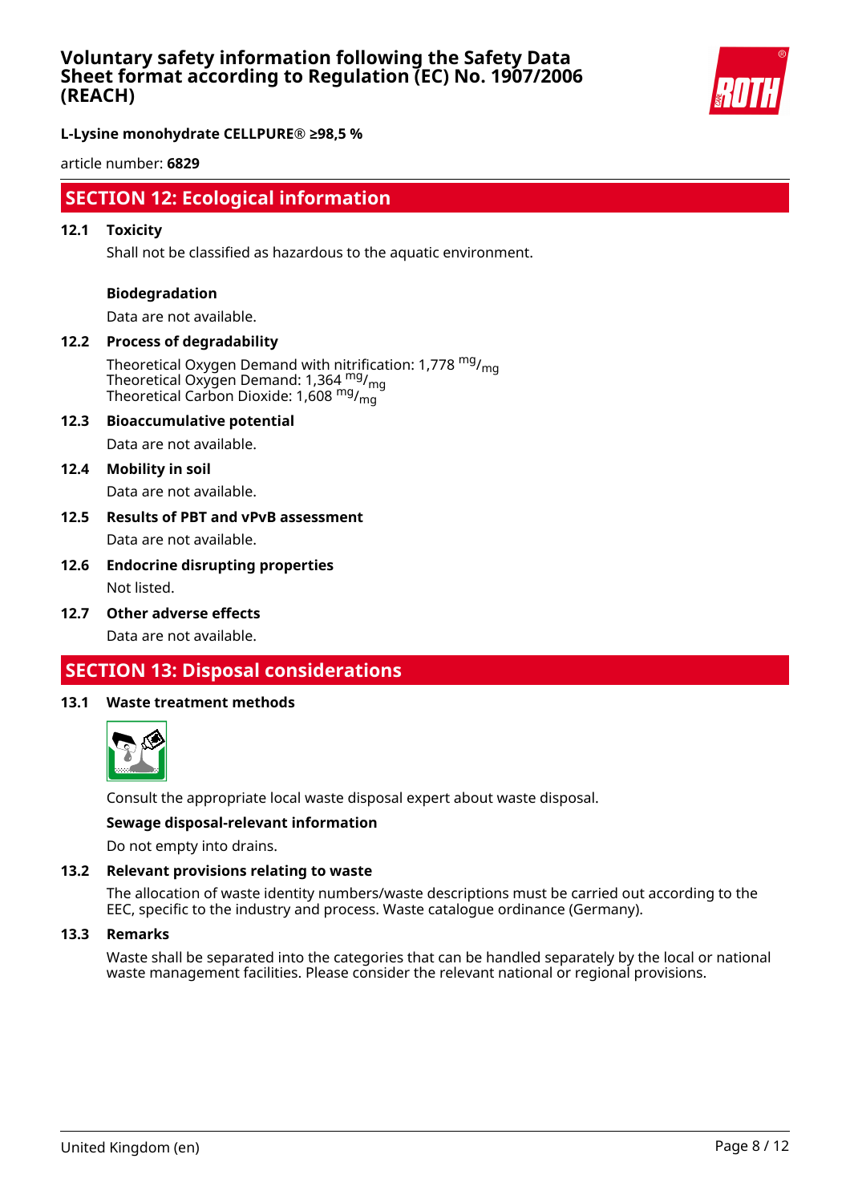## SECTION 12: Ecological information

### 12.1 Toxicity

Shall not be classified as hazardous to the aquatic environment.

**Biodegradation**

Data are not available.

### 12.2 Process of degradability

Theoretical Oxygen Demand with nitrification: 1,778 $^{mg}/_{mg}$
Theoretical Oxygen Demand: 1,364 $^{mg}/_{mg}$
Theoretical Carbon Dioxide: 1,608 $^{mg}/_{mg}$

### 12.3 Bioaccumulative potential

Data are not available.

### 12.4 Mobility in soil

Data are not available.

### 12.5 Results of PBT and vPvB assessment

Data are not available.

### 12.6 Endocrine disrupting properties

Not listed.

### 12.7 Other adverse effects

Data are not available.

## SECTION 13: Disposal considerations

### 13.1 Waste treatment methods

Consult the appropriate local waste disposal expert about waste disposal.

**Sewage disposal-relevant information**

Do not empty into drains.

### 13.2 Relevant provisions relating to waste

The allocation of waste identity numbers/waste descriptions must be carried out according to the EEC, specific to the industry and process. Waste catalogue ordinance (Germany).

### 13.3 Remarks

Waste shall be separated into the categories that can be handled separately by the local or national waste management facilities. Please consider the relevant national or regional provisions.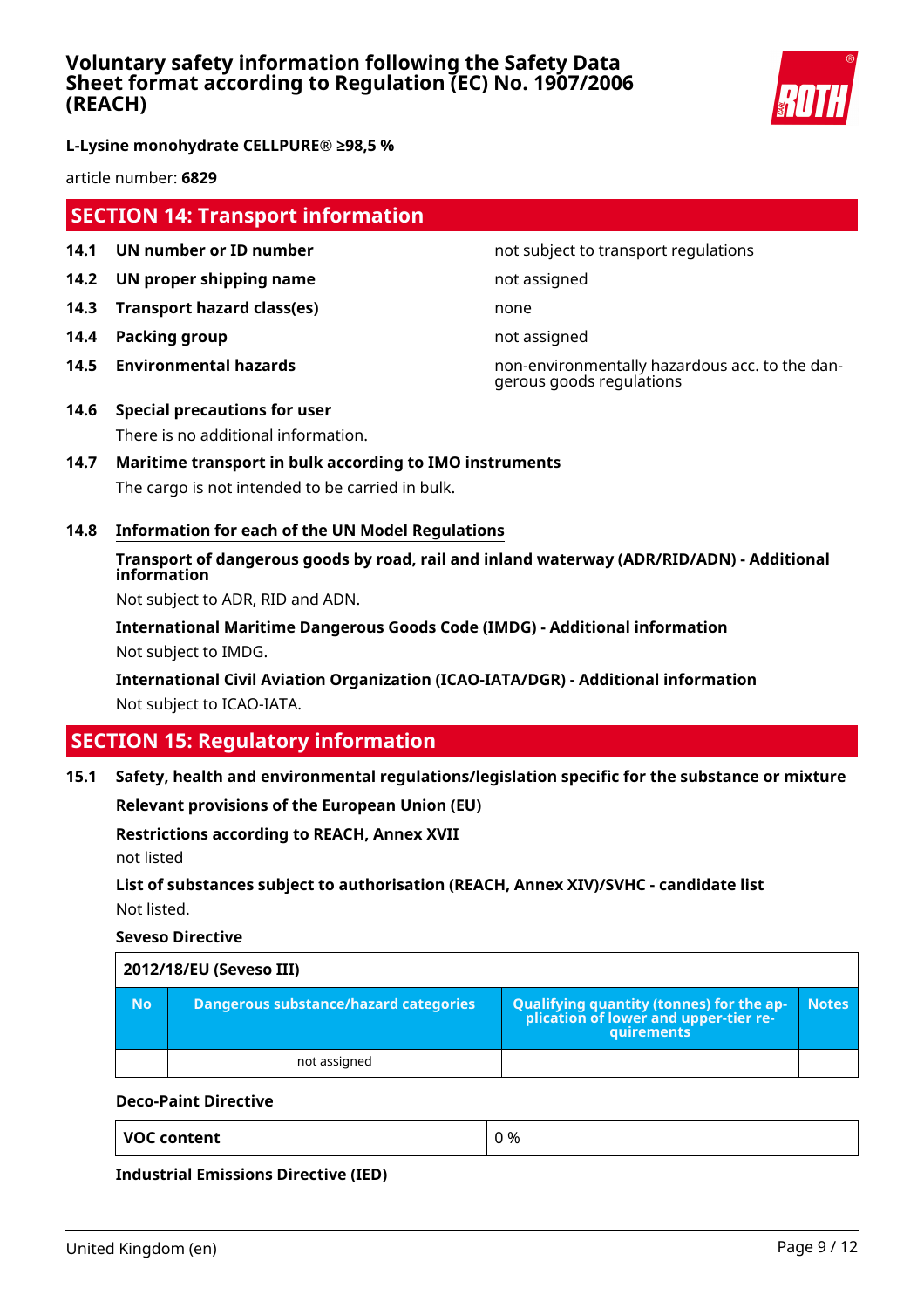## SECTION 14: Transport information

| | | |
|---|---|---|
| **14.1** | **UN number or ID number** | not subject to transport regulations |
| **14.2** | **UN proper shipping name** | not assigned |
| **14.3** | **Transport hazard class(es)** | none |
| **14.4** | **Packing group** | not assigned |
| **14.5** | **Environmental hazards** | non-environmentally hazardous acc. to the dangerous goods regulations |

**14.6 Special precautions for user**

There is no additional information.

**14.7 Maritime transport in bulk according to IMO instruments**

The cargo is not intended to be carried in bulk.

**14.8 Information for each of the UN Model Regulations**

**Transport of dangerous goods by road, rail and inland waterway (ADR/RID/ADN) - Additional information**

Not subject to ADR, RID and ADN.

**International Maritime Dangerous Goods Code (IMDG) - Additional information**

Not subject to IMDG.

**International Civil Aviation Organization (ICAO-IATA/DGR) - Additional information**

Not subject to ICAO-IATA.

## SECTION 15: Regulatory information

**15.1 Safety, health and environmental regulations/legislation specific for the substance or mixture**

**Relevant provisions of the European Union (EU)**

**Restrictions according to REACH, Annex XVII**

not listed

**List of substances subject to authorisation (REACH, Annex XIV)/SVHC - candidate list**

Not listed.

**Seveso Directive**

| 2012/18/EU (Seveso III) | | | |
|---|---|---|---|
| **No** | **Dangerous substance/hazard categories** | **Qualifying quantity (tonnes) for the application of lower and upper-tier requirements** | **Notes** |
| | not assigned | | |

**Deco-Paint Directive**

| | |
|---|---|
| **VOC content** | 0 % |

**Industrial Emissions Directive (IED)**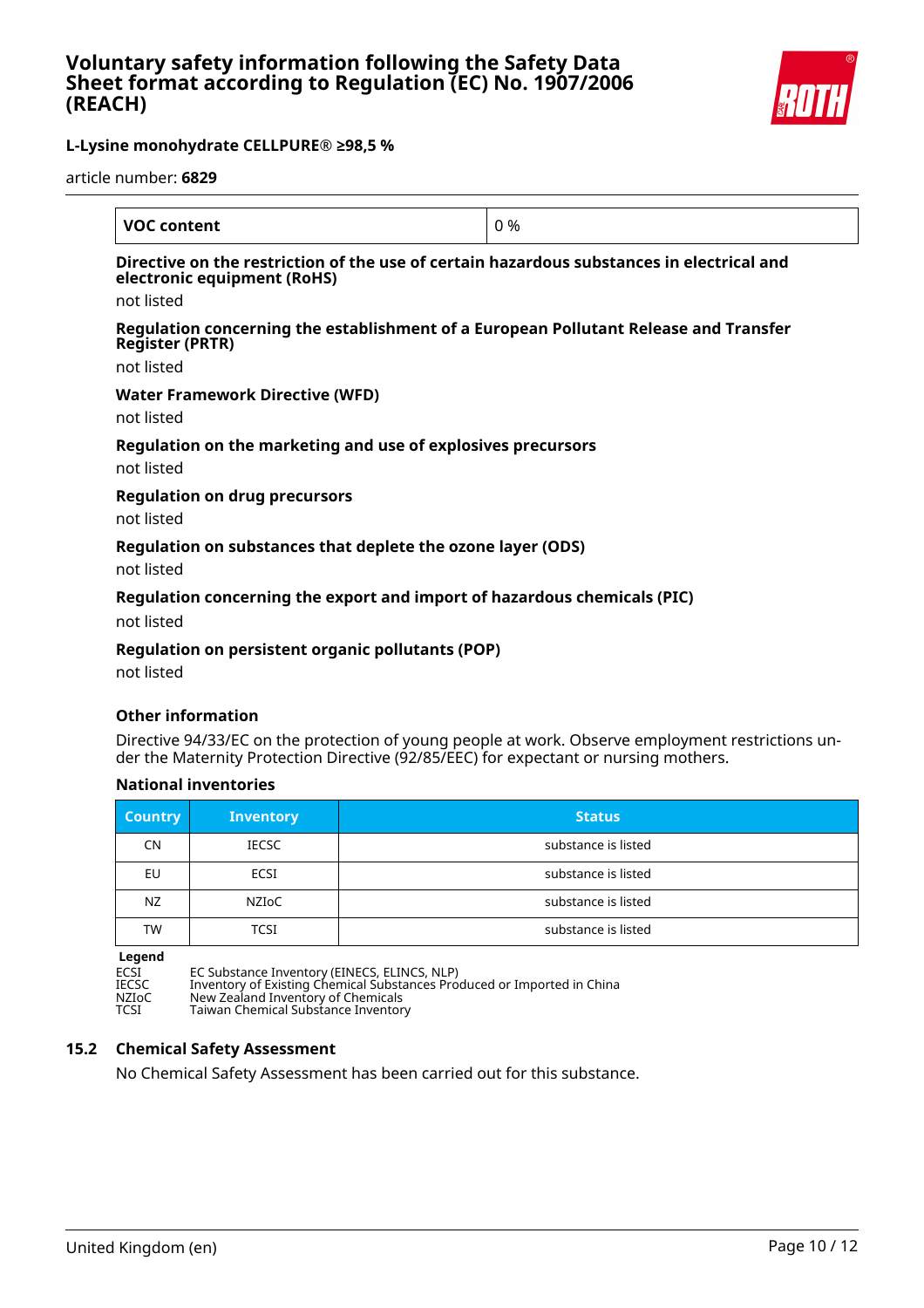| VOC content | 0 % |
|---|---|

**Directive on the restriction of the use of certain hazardous substances in electrical and electronic equipment (RoHS)**

not listed

**Regulation concerning the establishment of a European Pollutant Release and Transfer Register (PRTR)**

not listed

**Water Framework Directive (WFD)**

not listed

**Regulation on the marketing and use of explosives precursors**

not listed

**Regulation on drug precursors**

not listed

**Regulation on substances that deplete the ozone layer (ODS)**

not listed

**Regulation concerning the export and import of hazardous chemicals (PIC)**

not listed

**Regulation on persistent organic pollutants (POP)**

not listed

**Other information**

Directive 94/33/EC on the protection of young people at work. Observe employment restrictions under the Maternity Protection Directive (92/85/EEC) for expectant or nursing mothers.

**National inventories**

| Country | Inventory | Status |
|---|---|---|
| CN | IECSC | substance is listed |
| EU | ECSI | substance is listed |
| NZ | NZIoC | substance is listed |
| TW | TCSI | substance is listed |

**Legend**

ECSI EC Substance Inventory (EINECS, ELINCS, NLP)
IECSC Inventory of Existing Chemical Substances Produced or Imported in China
NZIoC New Zealand Inventory of Chemicals
TCSI Taiwan Chemical Substance Inventory

## 15.2 Chemical Safety Assessment

No Chemical Safety Assessment has been carried out for this substance.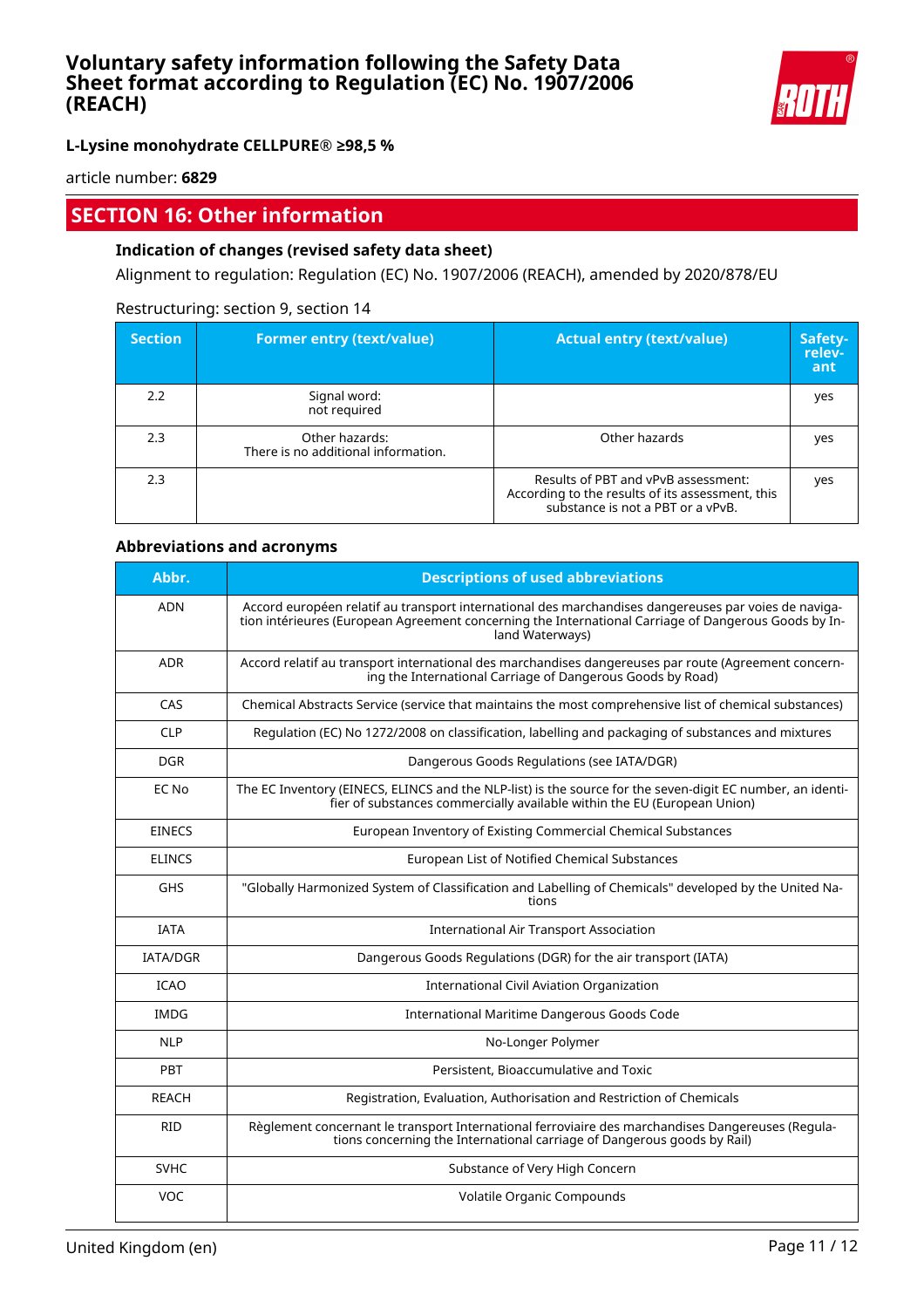## SECTION 16: Other information

### Indication of changes (revised safety data sheet)

Alignment to regulation: Regulation (EC) No. 1907/2006 (REACH), amended by 2020/878/EU

Restructuring: section 9, section 14

| Section | Former entry (text/value) | Actual entry (text/value) | Safety-relevant |
|---|---|---|---|
| 2.2 | Signal word: not required | | yes |
| 2.3 | Other hazards: There is no additional information. | Other hazards | yes |
| 2.3 | | Results of PBT and vPvB assessment: According to the results of its assessment, this substance is not a PBT or a vPvB. | yes |

### Abbreviations and acronyms

| Abbr. | Descriptions of used abbreviations |
|---|---|
| ADN | Accord européen relatif au transport international des marchandises dangereuses par voies de navigation intérieures (European Agreement concerning the International Carriage of Dangerous Goods by Inland Waterways) |
| ADR | Accord relatif au transport international des marchandises dangereuses par route (Agreement concerning the International Carriage of Dangerous Goods by Road) |
| CAS | Chemical Abstracts Service (service that maintains the most comprehensive list of chemical substances) |
| CLP | Regulation (EC) No 1272/2008 on classification, labelling and packaging of substances and mixtures |
| DGR | Dangerous Goods Regulations (see IATA/DGR) |
| EC No | The EC Inventory (EINECS, ELINCS and the NLP-list) is the source for the seven-digit EC number, an identifier of substances commercially available within the EU (European Union) |
| EINECS | European Inventory of Existing Commercial Chemical Substances |
| ELINCS | European List of Notified Chemical Substances |
| GHS | "Globally Harmonized System of Classification and Labelling of Chemicals" developed by the United Nations |
| IATA | International Air Transport Association |
| IATA/DGR | Dangerous Goods Regulations (DGR) for the air transport (IATA) |
| ICAO | International Civil Aviation Organization |
| IMDG | International Maritime Dangerous Goods Code |
| NLP | No-Longer Polymer |
| PBT | Persistent, Bioaccumulative and Toxic |
| REACH | Registration, Evaluation, Authorisation and Restriction of Chemicals |
| RID | Règlement concernant le transport International ferroviaire des marchandises Dangereuses (Regulations concerning the International carriage of Dangerous goods by Rail) |
| SVHC | Substance of Very High Concern |
| VOC | Volatile Organic Compounds |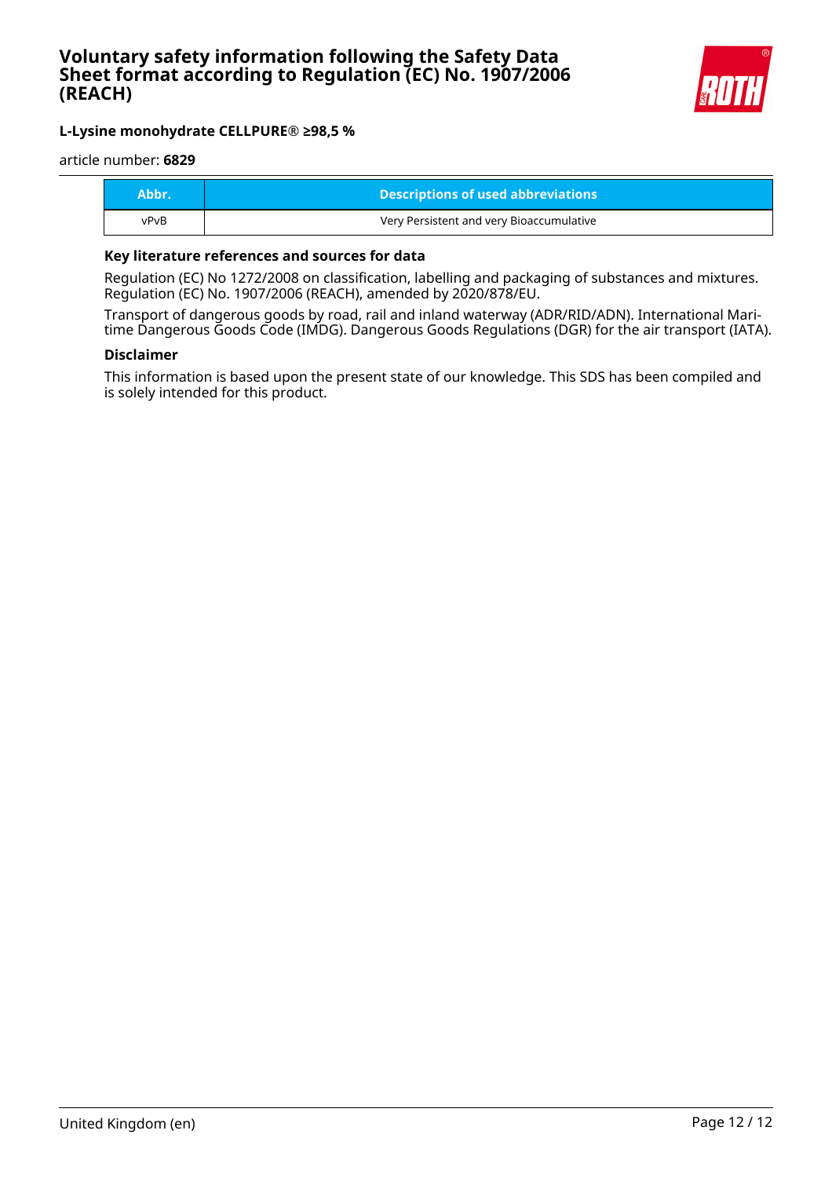| Abbr. | Descriptions of used abbreviations |
|---|---|
| vPvB | Very Persistent and very Bioaccumulative |

### Key literature references and sources for data

Regulation (EC) No 1272/2008 on classification, labelling and packaging of substances and mixtures. Regulation (EC) No. 1907/2006 (REACH), amended by 2020/878/EU.

Transport of dangerous goods by road, rail and inland waterway (ADR/RID/ADN). International Maritime Dangerous Goods Code (IMDG). Dangerous Goods Regulations (DGR) for the air transport (IATA).

### Disclaimer

This information is based upon the present state of our knowledge. This SDS has been compiled and is solely intended for this product.